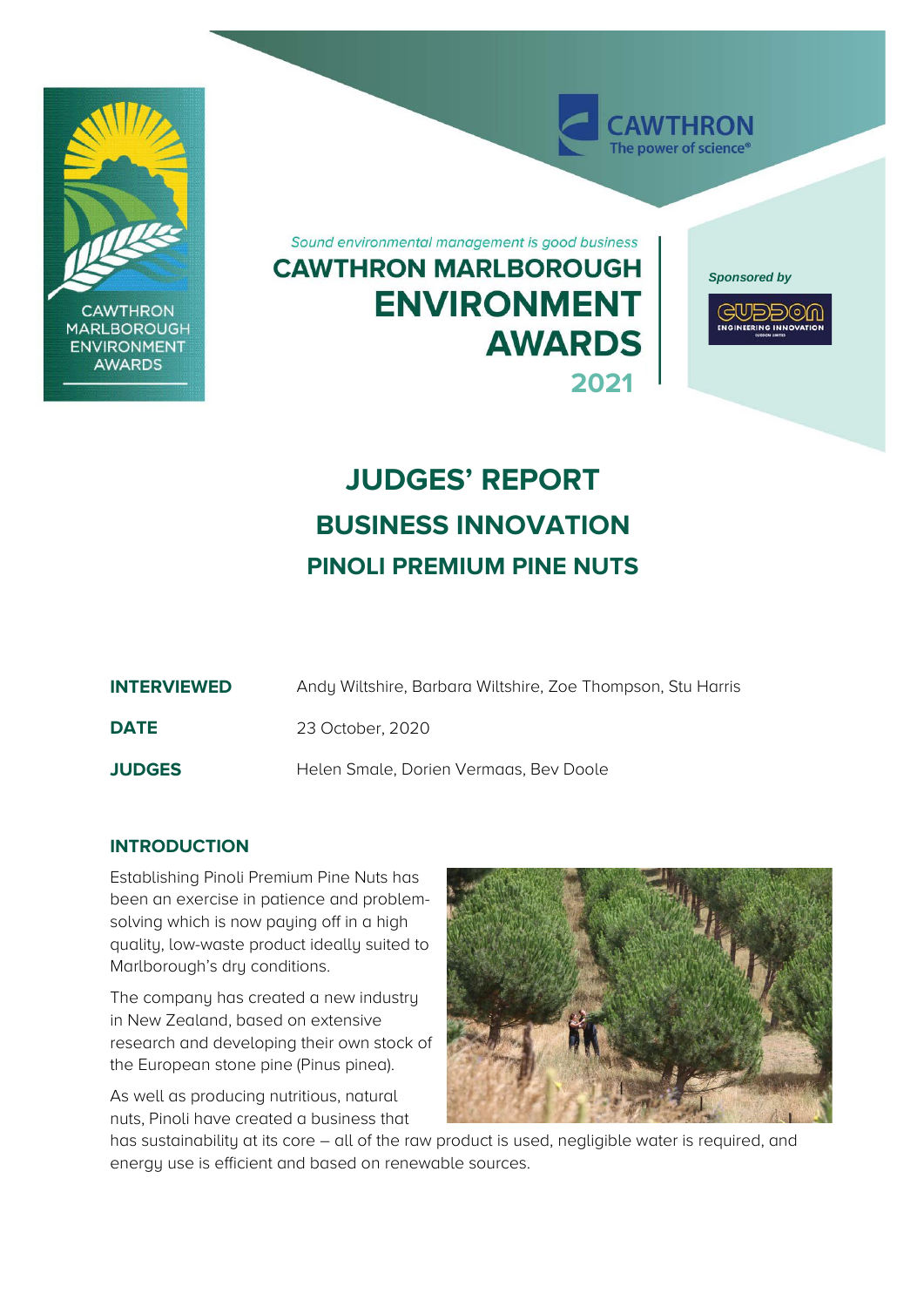*Sound environmental management is good business*

# CAWTHRON MARLBOROUGH ENVIRONMENT AWARDS 2021

*Sponsored by*

# JUDGES' REPORT

## BUSINESS INNOVATION

## PINOLI PREMIUM PINE NUTS

| | |
|---|---|
| **INTERVIEWED** | Andy Wiltshire, Barbara Wiltshire, Zoe Thompson, Stu Harris |
| **DATE** | 23 October, 2020 |
| **JUDGES** | Helen Smale, Dorien Vermaas, Bev Doole |

### INTRODUCTION

Establishing Pinoli Premium Pine Nuts has been an exercise in patience and problem-solving which is now paying off in a high quality, low-waste product ideally suited to Marlborough's dry conditions.

The company has created a new industry in New Zealand, based on extensive research and developing their own stock of the European stone pine (Pinus pinea).

As well as producing nutritious, natural nuts, Pinoli have created a business that has sustainability at its core – all of the raw product is used, negligible water is required, and energy use is efficient and based on renewable sources.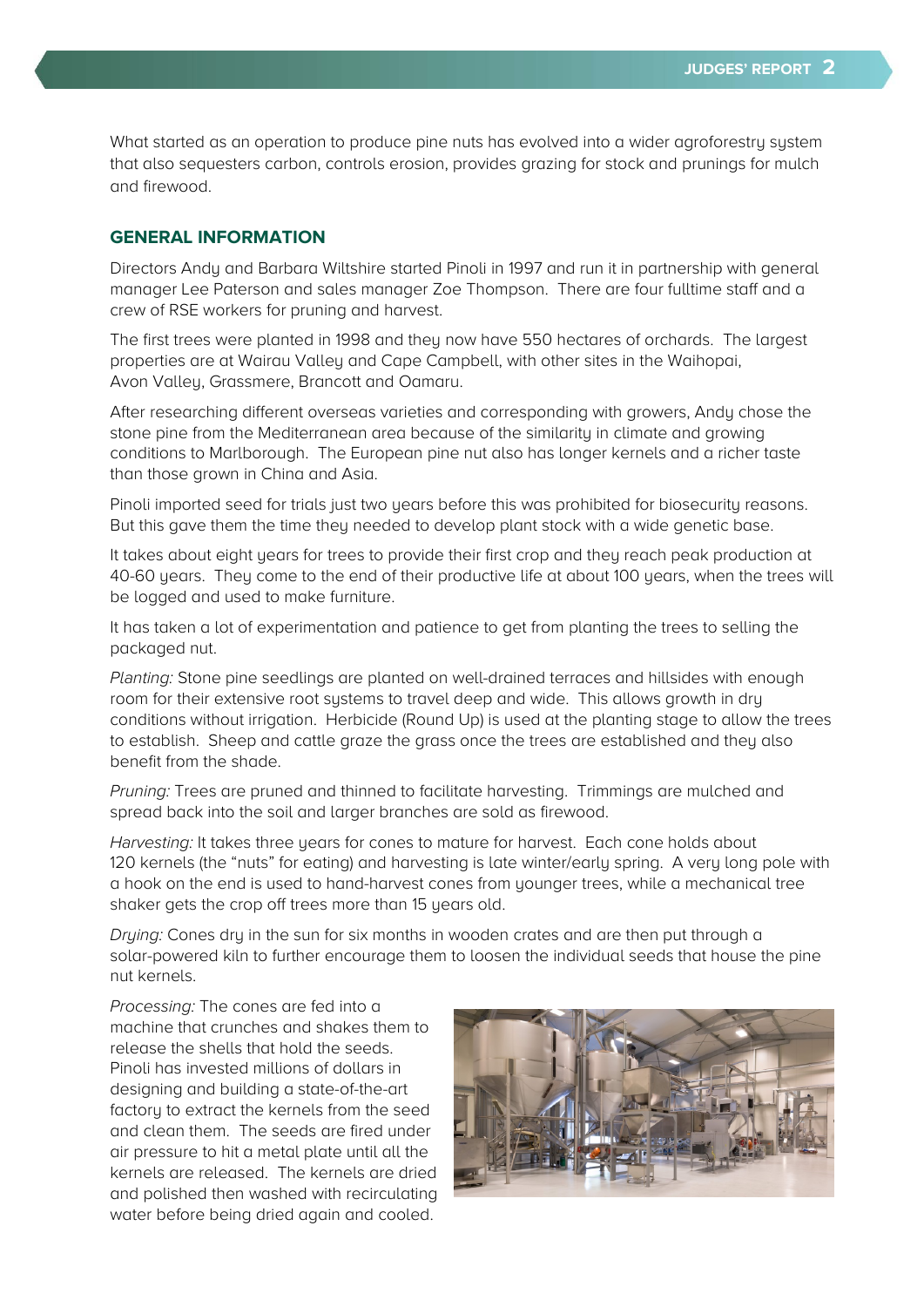What started as an operation to produce pine nuts has evolved into a wider agroforestry system that also sequesters carbon, controls erosion, provides grazing for stock and prunings for mulch and firewood.

## GENERAL INFORMATION

Directors Andy and Barbara Wiltshire started Pinoli in 1997 and run it in partnership with general manager Lee Paterson and sales manager Zoe Thompson. There are four fulltime staff and a crew of RSE workers for pruning and harvest.

The first trees were planted in 1998 and they now have 550 hectares of orchards. The largest properties are at Wairau Valley and Cape Campbell, with other sites in the Waihopai, Avon Valley, Grassmere, Brancott and Oamaru.

After researching different overseas varieties and corresponding with growers, Andy chose the stone pine from the Mediterranean area because of the similarity in climate and growing conditions to Marlborough. The European pine nut also has longer kernels and a richer taste than those grown in China and Asia.

Pinoli imported seed for trials just two years before this was prohibited for biosecurity reasons. But this gave them the time they needed to develop plant stock with a wide genetic base.

It takes about eight years for trees to provide their first crop and they reach peak production at 40-60 years. They come to the end of their productive life at about 100 years, when the trees will be logged and used to make furniture.

It has taken a lot of experimentation and patience to get from planting the trees to selling the packaged nut.

*Planting:* Stone pine seedlings are planted on well-drained terraces and hillsides with enough room for their extensive root systems to travel deep and wide. This allows growth in dry conditions without irrigation. Herbicide (Round Up) is used at the planting stage to allow the trees to establish. Sheep and cattle graze the grass once the trees are established and they also benefit from the shade.

*Pruning:* Trees are pruned and thinned to facilitate harvesting. Trimmings are mulched and spread back into the soil and larger branches are sold as firewood.

*Harvesting:* It takes three years for cones to mature for harvest. Each cone holds about 120 kernels (the "nuts" for eating) and harvesting is late winter/early spring. A very long pole with a hook on the end is used to hand-harvest cones from younger trees, while a mechanical tree shaker gets the crop off trees more than 15 years old.

*Drying:* Cones dry in the sun for six months in wooden crates and are then put through a solar-powered kiln to further encourage them to loosen the individual seeds that house the pine nut kernels.

*Processing:* The cones are fed into a machine that crunches and shakes them to release the shells that hold the seeds. Pinoli has invested millions of dollars in designing and building a state-of-the-art factory to extract the kernels from the seed and clean them. The seeds are fired under air pressure to hit a metal plate until all the kernels are released. The kernels are dried and polished then washed with recirculating water before being dried again and cooled.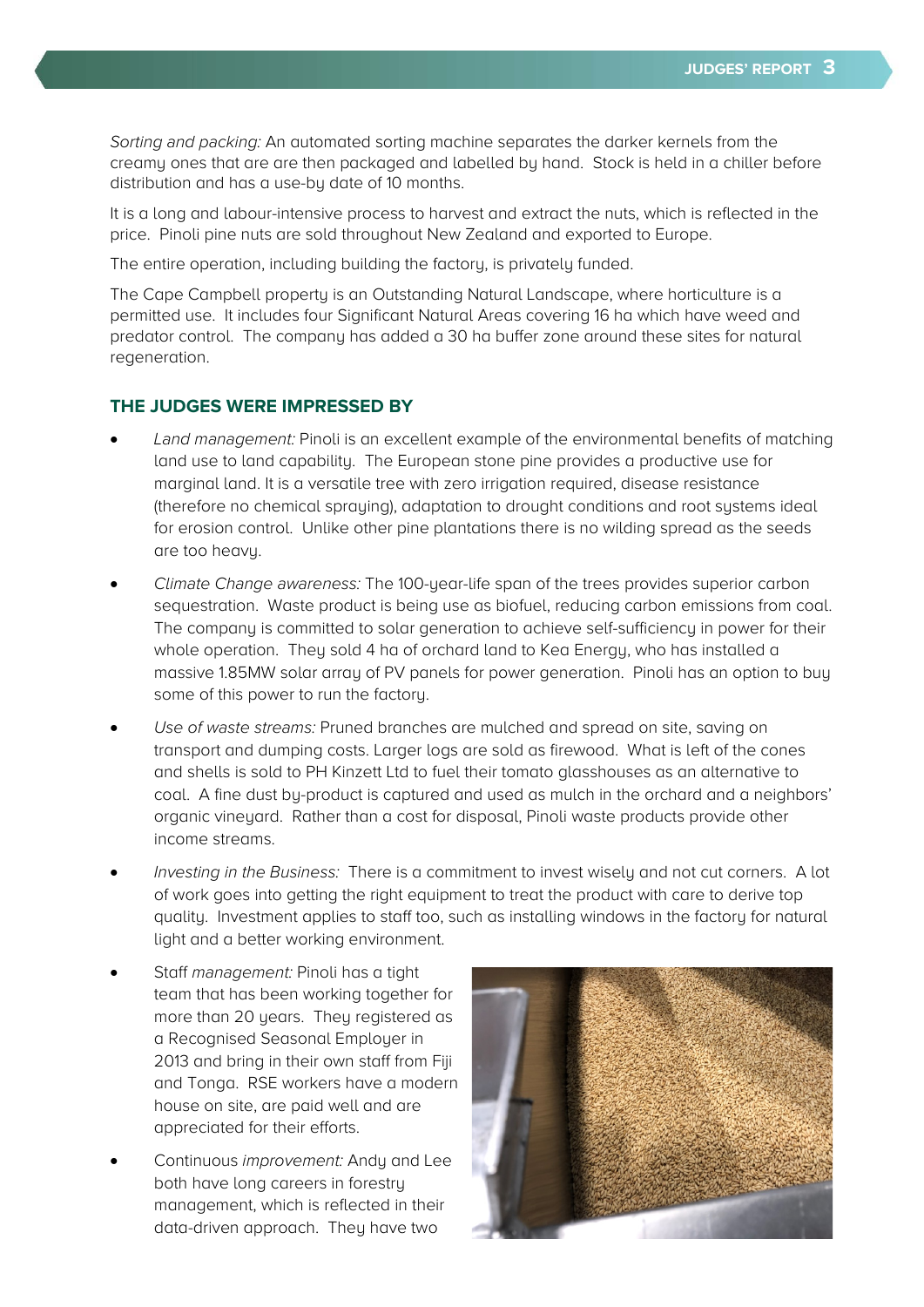*Sorting and packing:* An automated sorting machine separates the darker kernels from the creamy ones that are are then packaged and labelled by hand. Stock is held in a chiller before distribution and has a use-by date of 10 months.

It is a long and labour-intensive process to harvest and extract the nuts, which is reflected in the price. Pinoli pine nuts are sold throughout New Zealand and exported to Europe.

The entire operation, including building the factory, is privately funded.

The Cape Campbell property is an Outstanding Natural Landscape, where horticulture is a permitted use. It includes four Significant Natural Areas covering 16 ha which have weed and predator control. The company has added a 30 ha buffer zone around these sites for natural regeneration.

## THE JUDGES WERE IMPRESSED BY

- *Land management:* Pinoli is an excellent example of the environmental benefits of matching land use to land capability. The European stone pine provides a productive use for marginal land. It is a versatile tree with zero irrigation required, disease resistance (therefore no chemical spraying), adaptation to drought conditions and root systems ideal for erosion control. Unlike other pine plantations there is no wilding spread as the seeds are too heavy.
- *Climate Change awareness:* The 100-year-life span of the trees provides superior carbon sequestration. Waste product is being use as biofuel, reducing carbon emissions from coal. The company is committed to solar generation to achieve self-sufficiency in power for their whole operation. They sold 4 ha of orchard land to Kea Energy, who has installed a massive 1.85MW solar array of PV panels for power generation. Pinoli has an option to buy some of this power to run the factory.
- *Use of waste streams:* Pruned branches are mulched and spread on site, saving on transport and dumping costs. Larger logs are sold as firewood. What is left of the cones and shells is sold to PH Kinzett Ltd to fuel their tomato glasshouses as an alternative to coal. A fine dust by-product is captured and used as mulch in the orchard and a neighbors' organic vineyard. Rather than a cost for disposal, Pinoli waste products provide other income streams.
- *Investing in the Business:* There is a commitment to invest wisely and not cut corners. A lot of work goes into getting the right equipment to treat the product with care to derive top quality. Investment applies to staff too, such as installing windows in the factory for natural light and a better working environment.
- Staff *management:* Pinoli has a tight team that has been working together for more than 20 years. They registered as a Recognised Seasonal Employer in 2013 and bring in their own staff from Fiji and Tonga. RSE workers have a modern house on site, are paid well and are appreciated for their efforts.
- Continuous *improvement:* Andy and Lee both have long careers in forestry management, which is reflected in their data-driven approach. They have two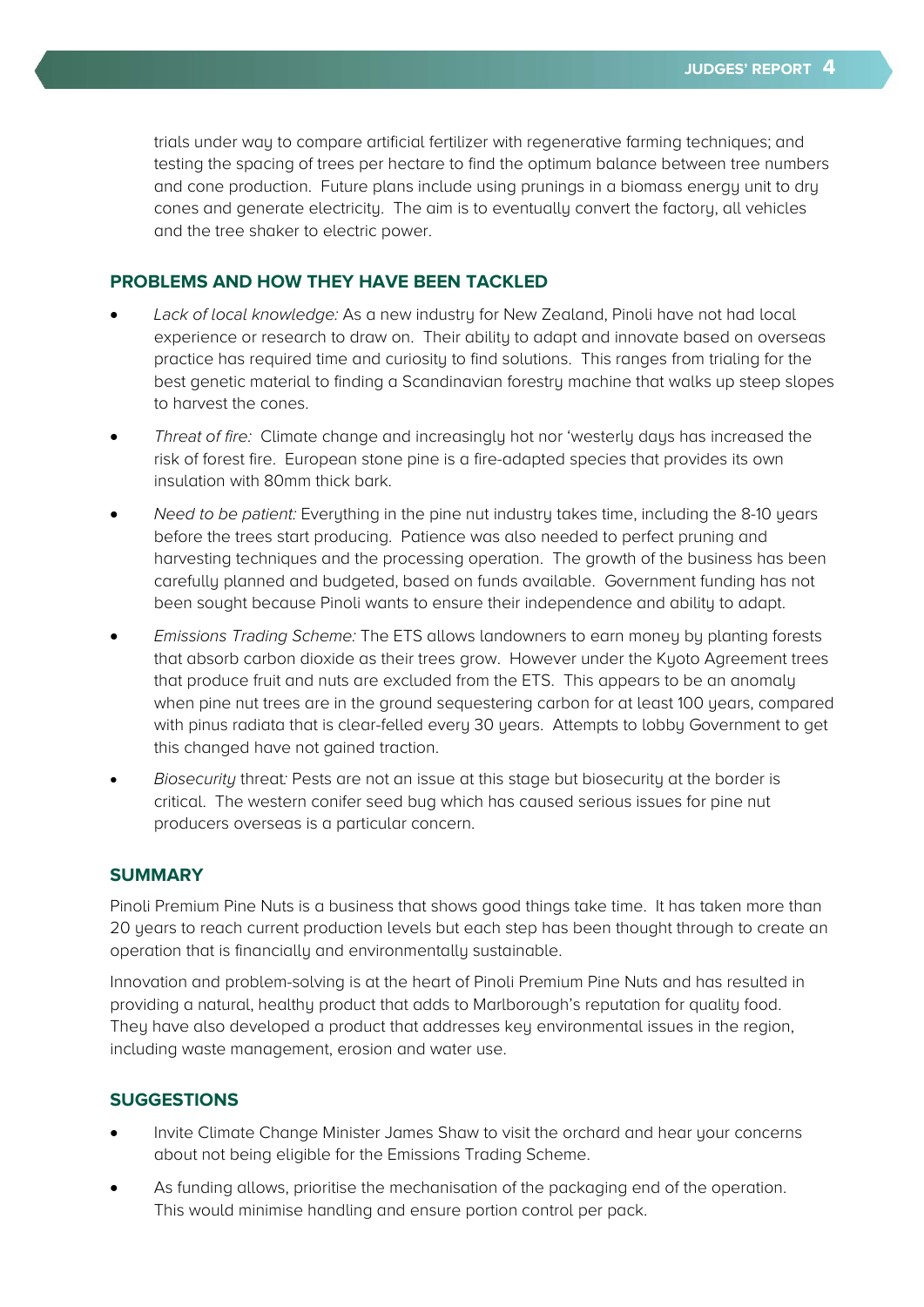trials under way to compare artificial fertilizer with regenerative farming techniques; and testing the spacing of trees per hectare to find the optimum balance between tree numbers and cone production. Future plans include using prunings in a biomass energy unit to dry cones and generate electricity. The aim is to eventually convert the factory, all vehicles and the tree shaker to electric power.

## PROBLEMS AND HOW THEY HAVE BEEN TACKLED

- *Lack of local knowledge:* As a new industry for New Zealand, Pinoli have not had local experience or research to draw on. Their ability to adapt and innovate based on overseas practice has required time and curiosity to find solutions. This ranges from trialing for the best genetic material to finding a Scandinavian forestry machine that walks up steep slopes to harvest the cones.
- *Threat of fire:* Climate change and increasingly hot nor 'westerly days has increased the risk of forest fire. European stone pine is a fire-adapted species that provides its own insulation with 80mm thick bark.
- *Need to be patient:* Everything in the pine nut industry takes time, including the 8-10 years before the trees start producing. Patience was also needed to perfect pruning and harvesting techniques and the processing operation. The growth of the business has been carefully planned and budgeted, based on funds available. Government funding has not been sought because Pinoli wants to ensure their independence and ability to adapt.
- *Emissions Trading Scheme:* The ETS allows landowners to earn money by planting forests that absorb carbon dioxide as their trees grow. However under the Kyoto Agreement trees that produce fruit and nuts are excluded from the ETS. This appears to be an anomaly when pine nut trees are in the ground sequestering carbon for at least 100 years, compared with pinus radiata that is clear-felled every 30 years. Attempts to lobby Government to get this changed have not gained traction.
- *Biosecurity* threat*:* Pests are not an issue at this stage but biosecurity at the border is critical. The western conifer seed bug which has caused serious issues for pine nut producers overseas is a particular concern.

## SUMMARY

Pinoli Premium Pine Nuts is a business that shows good things take time. It has taken more than 20 years to reach current production levels but each step has been thought through to create an operation that is financially and environmentally sustainable.

Innovation and problem-solving is at the heart of Pinoli Premium Pine Nuts and has resulted in providing a natural, healthy product that adds to Marlborough's reputation for quality food. They have also developed a product that addresses key environmental issues in the region, including waste management, erosion and water use.

## SUGGESTIONS

- Invite Climate Change Minister James Shaw to visit the orchard and hear your concerns about not being eligible for the Emissions Trading Scheme.
- As funding allows, prioritise the mechanisation of the packaging end of the operation. This would minimise handling and ensure portion control per pack.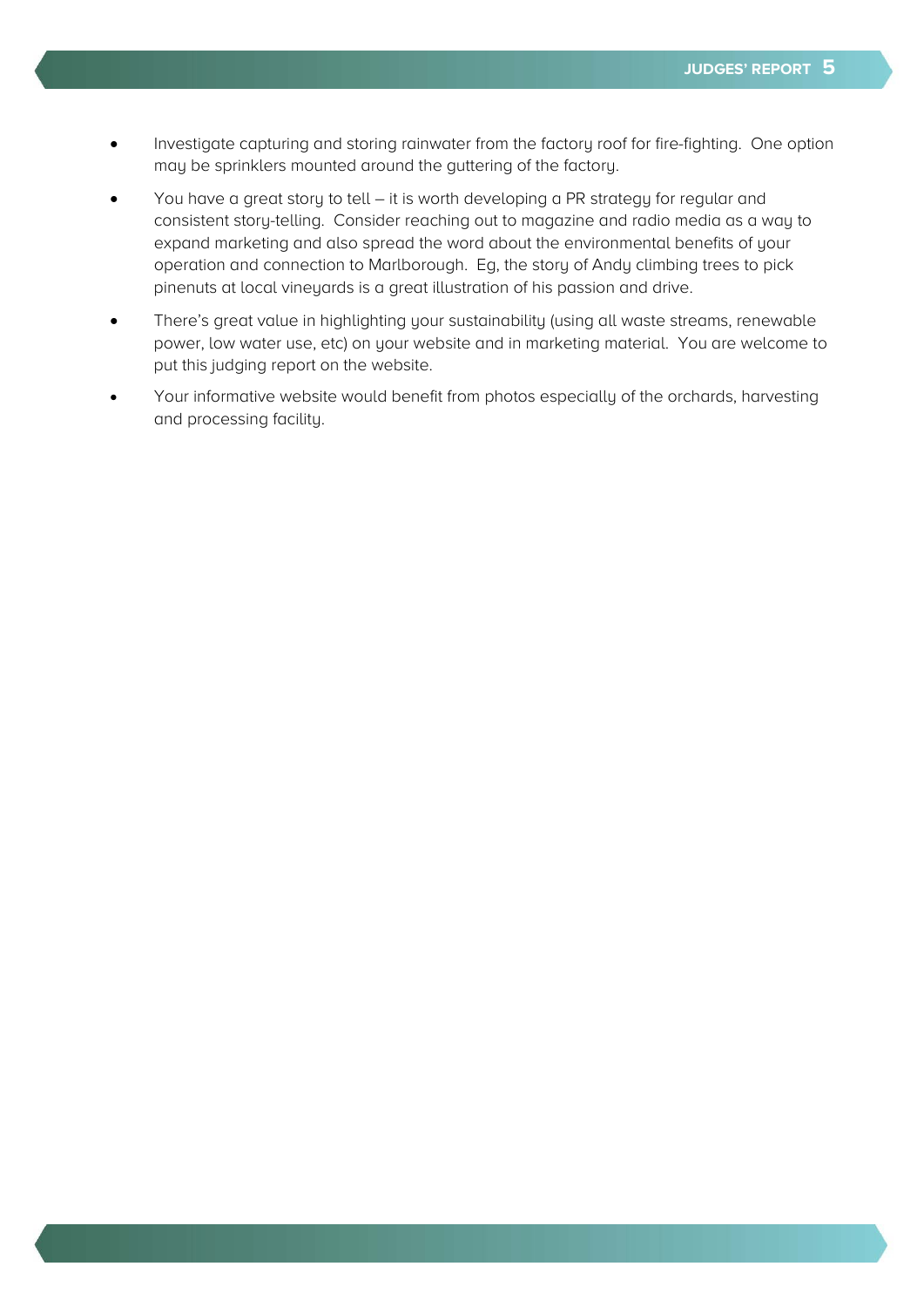- Investigate capturing and storing rainwater from the factory roof for fire-fighting. One option may be sprinklers mounted around the guttering of the factory.
- You have a great story to tell – it is worth developing a PR strategy for regular and consistent story-telling. Consider reaching out to magazine and radio media as a way to expand marketing and also spread the word about the environmental benefits of your operation and connection to Marlborough. Eg, the story of Andy climbing trees to pick pinenuts at local vineyards is a great illustration of his passion and drive.
- There's great value in highlighting your sustainability (using all waste streams, renewable power, low water use, etc) on your website and in marketing material. You are welcome to put this judging report on the website.
- Your informative website would benefit from photos especially of the orchards, harvesting and processing facility.